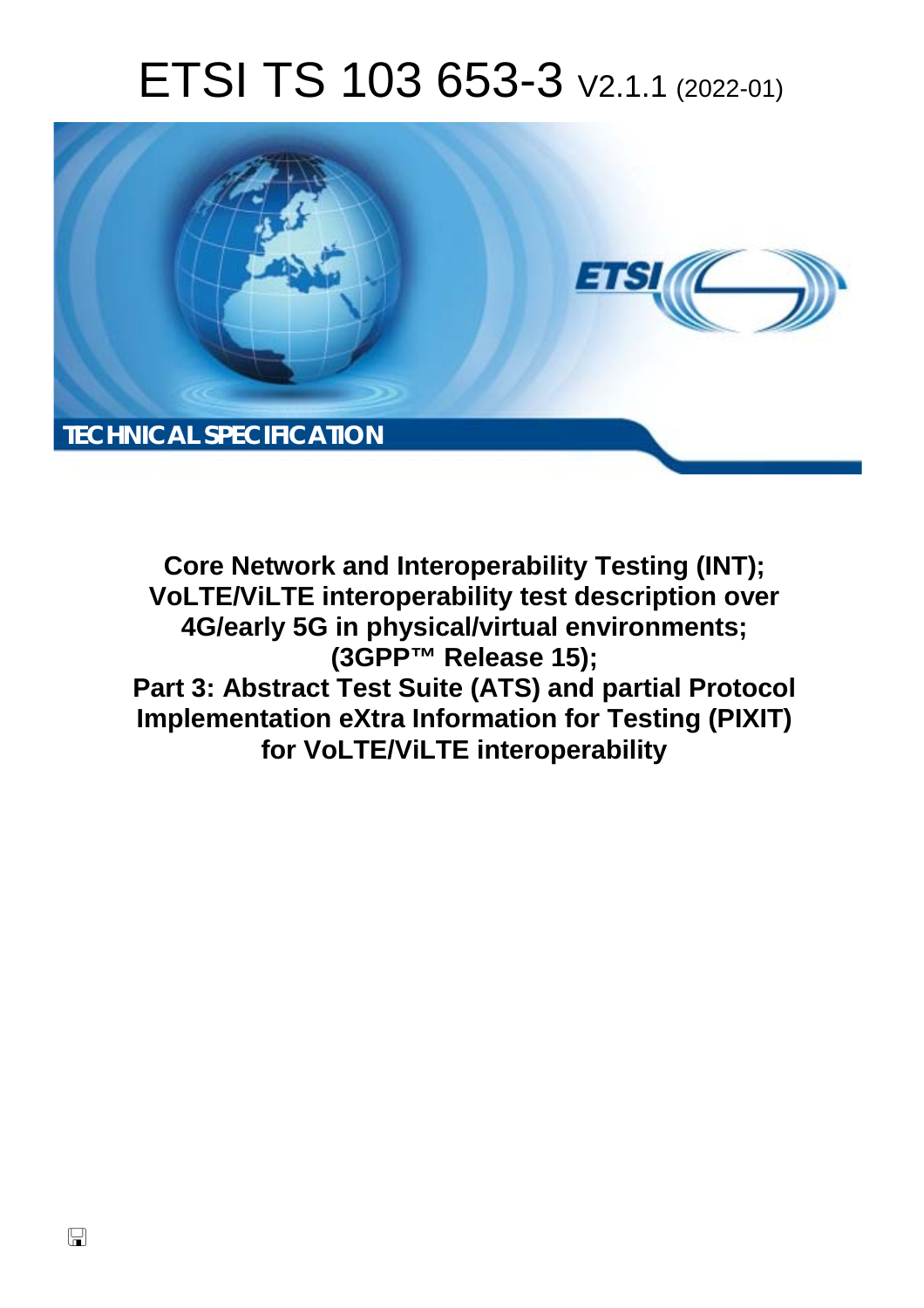# ETSI TS 103 653-3 V2.1.1 (2022-01)

TECHNICAL SPECIFICATION

**Core Network and Interoperability Testing (INT); VoLTE/ViLTE interoperability test description over 4G/early 5G in physical/virtual environments; (3GPP™ Release 15); Part 3: Abstract Test Suite (ATS) and partial Protocol Implementation eXtra Information for Testing (PIXIT) for VoLTE/ViLTE interoperability**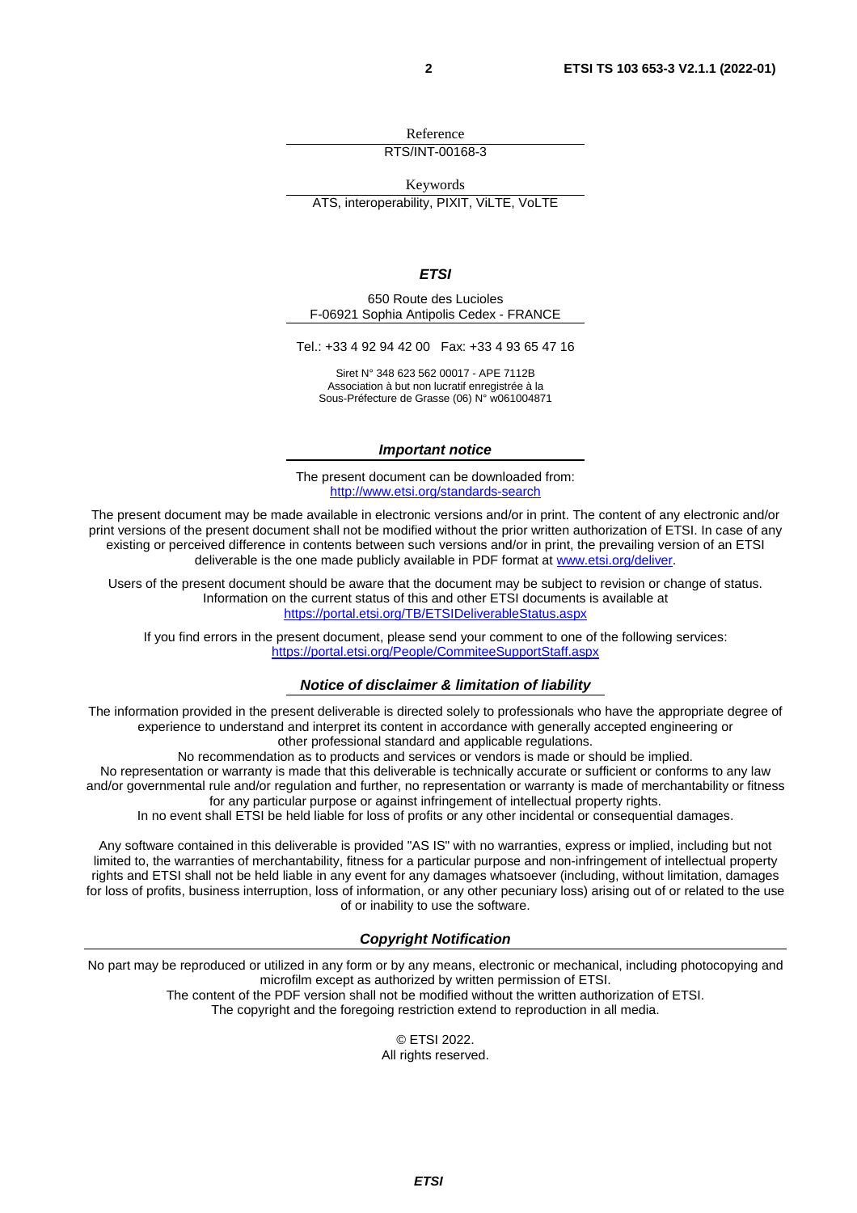Reference

RTS/INT-00168-3

Keywords

ATS, interoperability, PIXIT, ViLTE, VoLTE

***ETSI***

650 Route des Lucioles
F-06921 Sophia Antipolis Cedex - FRANCE

Tel.: +33 4 92 94 42 00   Fax: +33 4 93 65 47 16

Siret N° 348 623 562 00017 - APE 7112B
Association à but non lucratif enregistrée à la
Sous-Préfecture de Grasse (06) N° w061004871

***Important notice***

The present document can be downloaded from:
http://www.etsi.org/standards-search

The present document may be made available in electronic versions and/or in print. The content of any electronic and/or print versions of the present document shall not be modified without the prior written authorization of ETSI. In case of any existing or perceived difference in contents between such versions and/or in print, the prevailing version of an ETSI deliverable is the one made publicly available in PDF format at www.etsi.org/deliver.

Users of the present document should be aware that the document may be subject to revision or change of status. Information on the current status of this and other ETSI documents is available at
https://portal.etsi.org/TB/ETSIDeliverableStatus.aspx

If you find errors in the present document, please send your comment to one of the following services:
https://portal.etsi.org/People/CommiteeSupportStaff.aspx

***Notice of disclaimer & limitation of liability***

The information provided in the present deliverable is directed solely to professionals who have the appropriate degree of experience to understand and interpret its content in accordance with generally accepted engineering or other professional standard and applicable regulations.
No recommendation as to products and services or vendors is made or should be implied.
No representation or warranty is made that this deliverable is technically accurate or sufficient or conforms to any law and/or governmental rule and/or regulation and further, no representation or warranty is made of merchantability or fitness for any particular purpose or against infringement of intellectual property rights.
In no event shall ETSI be held liable for loss of profits or any other incidental or consequential damages.

Any software contained in this deliverable is provided "AS IS" with no warranties, express or implied, including but not limited to, the warranties of merchantability, fitness for a particular purpose and non-infringement of intellectual property rights and ETSI shall not be held liable in any event for any damages whatsoever (including, without limitation, damages for loss of profits, business interruption, loss of information, or any other pecuniary loss) arising out of or related to the use of or inability to use the software.

***Copyright Notification***

No part may be reproduced or utilized in any form or by any means, electronic or mechanical, including photocopying and microfilm except as authorized by written permission of ETSI.
The content of the PDF version shall not be modified without the written authorization of ETSI.
The copyright and the foregoing restriction extend to reproduction in all media.

© ETSI 2022.
All rights reserved.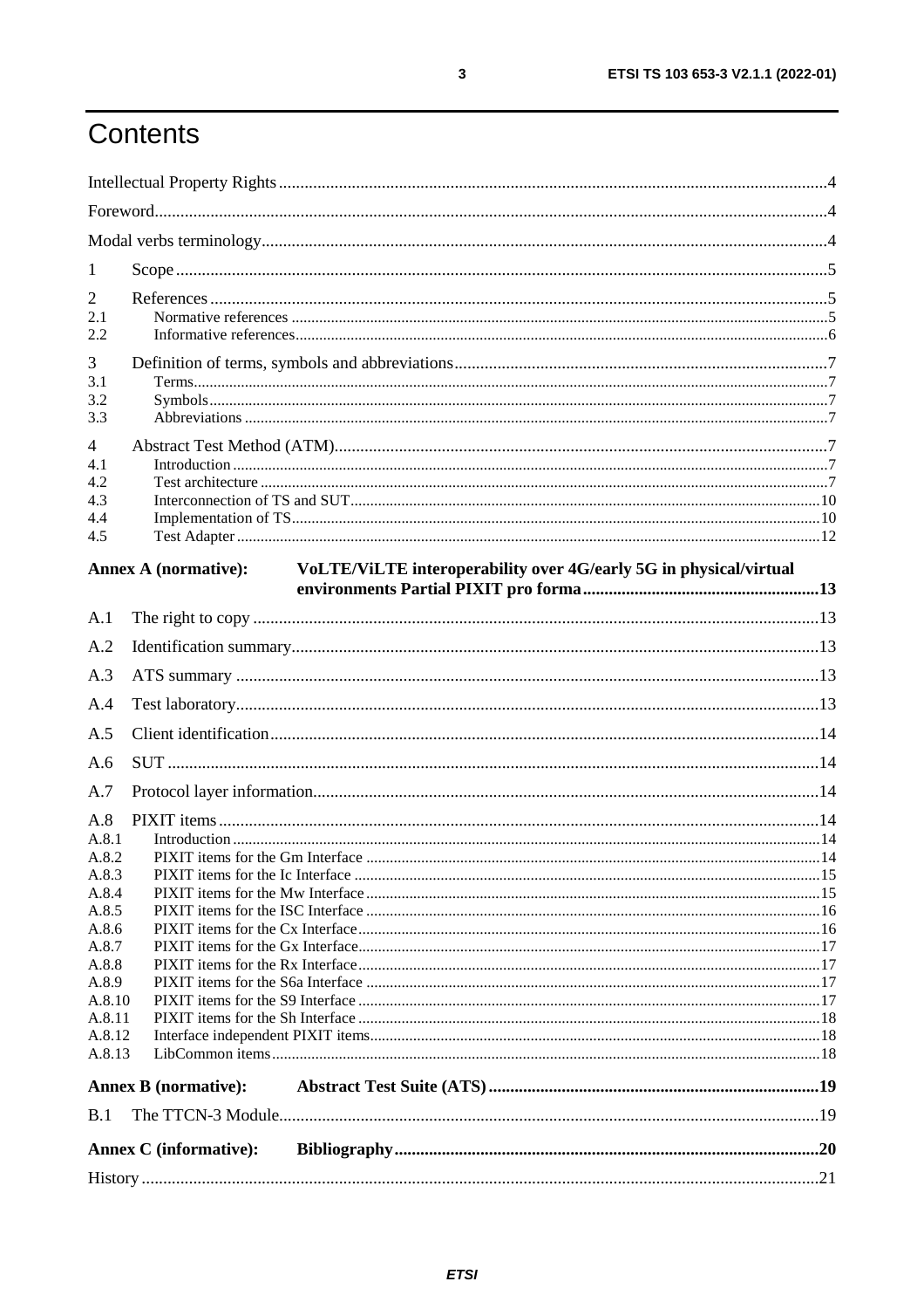# Contents

Intellectual Property Rights ..... 4

Foreword ..... 4

Modal verbs terminology ..... 4

1 Scope ..... 5

2 References ..... 5
- 2.1 Normative references ..... 5
- 2.2 Informative references ..... 6

3 Definition of terms, symbols and abbreviations ..... 7
- 3.1 Terms ..... 7
- 3.2 Symbols ..... 7
- 3.3 Abbreviations ..... 7

4 Abstract Test Method (ATM) ..... 7
- 4.1 Introduction ..... 7
- 4.2 Test architecture ..... 7
- 4.3 Interconnection of TS and SUT ..... 10
- 4.4 Implementation of TS ..... 10
- 4.5 Test Adapter ..... 12

**Annex A (normative): VoLTE/ViLTE interoperability over 4G/early 5G in physical/virtual environments Partial PIXIT pro forma ..... 13**

A.1 The right to copy ..... 13

A.2 Identification summary ..... 13

A.3 ATS summary ..... 13

A.4 Test laboratory ..... 13

A.5 Client identification ..... 14

A.6 SUT ..... 14

A.7 Protocol layer information ..... 14

A.8 PIXIT items ..... 14
- A.8.1 Introduction ..... 14
- A.8.2 PIXIT items for the Gm Interface ..... 14
- A.8.3 PIXIT items for the Ic Interface ..... 15
- A.8.4 PIXIT items for the Mw Interface ..... 15
- A.8.5 PIXIT items for the ISC Interface ..... 16
- A.8.6 PIXIT items for the Cx Interface ..... 16
- A.8.7 PIXIT items for the Gx Interface ..... 17
- A.8.8 PIXIT items for the Rx Interface ..... 17
- A.8.9 PIXIT items for the S6a Interface ..... 17
- A.8.10 PIXIT items for the S9 Interface ..... 17
- A.8.11 PIXIT items for the Sh Interface ..... 18
- A.8.12 Interface independent PIXIT items ..... 18
- A.8.13 LibCommon items ..... 18

**Annex B (normative): Abstract Test Suite (ATS) ..... 19**

B.1 The TTCN-3 Module ..... 19

**Annex C (informative): Bibliography ..... 20**

History ..... 21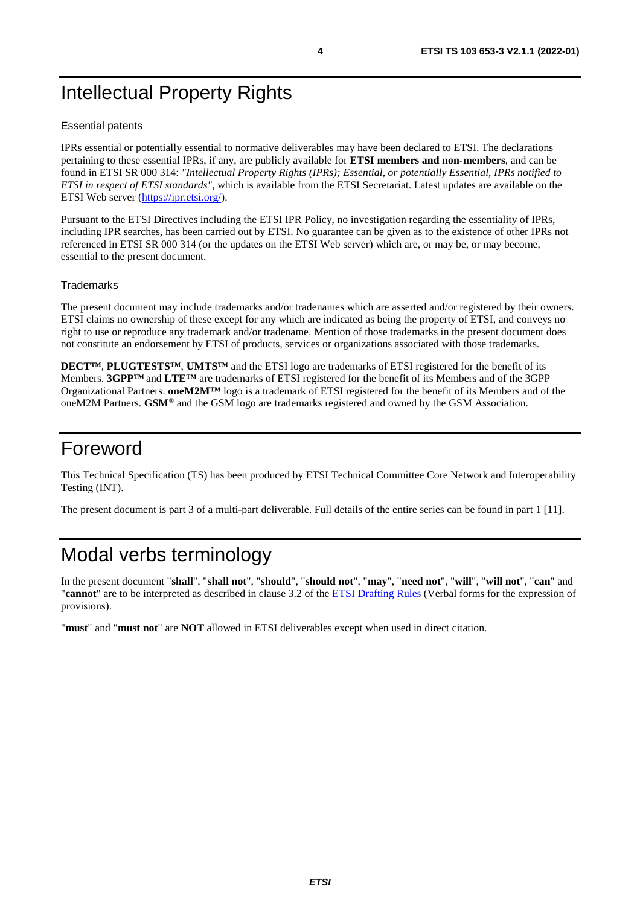# Intellectual Property Rights

### Essential patents

IPRs essential or potentially essential to normative deliverables may have been declared to ETSI. The declarations pertaining to these essential IPRs, if any, are publicly available for **ETSI members and non-members**, and can be found in ETSI SR 000 314: *"Intellectual Property Rights (IPRs); Essential, or potentially Essential, IPRs notified to ETSI in respect of ETSI standards"*, which is available from the ETSI Secretariat. Latest updates are available on the ETSI Web server (https://ipr.etsi.org/).

Pursuant to the ETSI Directives including the ETSI IPR Policy, no investigation regarding the essentiality of IPRs, including IPR searches, has been carried out by ETSI. No guarantee can be given as to the existence of other IPRs not referenced in ETSI SR 000 314 (or the updates on the ETSI Web server) which are, or may be, or may become, essential to the present document.

### Trademarks

The present document may include trademarks and/or tradenames which are asserted and/or registered by their owners. ETSI claims no ownership of these except for any which are indicated as being the property of ETSI, and conveys no right to use or reproduce any trademark and/or tradename. Mention of those trademarks in the present document does not constitute an endorsement by ETSI of products, services or organizations associated with those trademarks.

**DECT™**, **PLUGTESTS™**, **UMTS™** and the ETSI logo are trademarks of ETSI registered for the benefit of its Members. **3GPP™** and **LTE™** are trademarks of ETSI registered for the benefit of its Members and of the 3GPP Organizational Partners. **oneM2M™** logo is a trademark of ETSI registered for the benefit of its Members and of the oneM2M Partners. **GSM**® and the GSM logo are trademarks registered and owned by the GSM Association.

# Foreword

This Technical Specification (TS) has been produced by ETSI Technical Committee Core Network and Interoperability Testing (INT).

The present document is part 3 of a multi-part deliverable. Full details of the entire series can be found in part 1 [11].

# Modal verbs terminology

In the present document "**shall**", "**shall not**", "**should**", "**should not**", "**may**", "**need not**", "**will**", "**will not**", "**can**" and "**cannot**" are to be interpreted as described in clause 3.2 of the ETSI Drafting Rules (Verbal forms for the expression of provisions).

"**must**" and "**must not**" are **NOT** allowed in ETSI deliverables except when used in direct citation.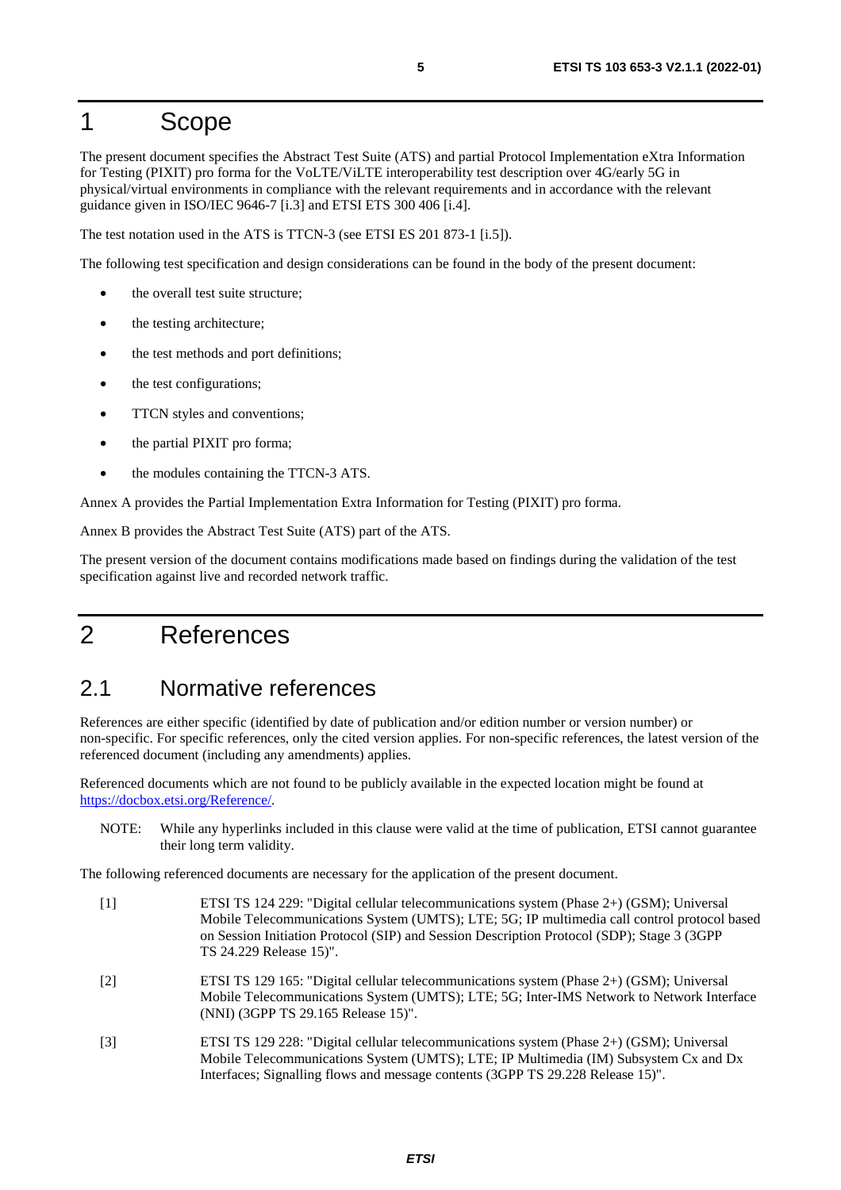# 1 Scope

The present document specifies the Abstract Test Suite (ATS) and partial Protocol Implementation eXtra Information for Testing (PIXIT) pro forma for the VoLTE/ViLTE interoperability test description over 4G/early 5G in physical/virtual environments in compliance with the relevant requirements and in accordance with the relevant guidance given in ISO/IEC 9646-7 [i.3] and ETSI ETS 300 406 [i.4].

The test notation used in the ATS is TTCN-3 (see ETSI ES 201 873-1 [i.5]).

The following test specification and design considerations can be found in the body of the present document:

- the overall test suite structure;
- the testing architecture;
- the test methods and port definitions;
- the test configurations;
- TTCN styles and conventions;
- the partial PIXIT pro forma;
- the modules containing the TTCN-3 ATS.

Annex A provides the Partial Implementation Extra Information for Testing (PIXIT) pro forma.

Annex B provides the Abstract Test Suite (ATS) part of the ATS.

The present version of the document contains modifications made based on findings during the validation of the test specification against live and recorded network traffic.

# 2 References

## 2.1 Normative references

References are either specific (identified by date of publication and/or edition number or version number) or non-specific. For specific references, only the cited version applies. For non-specific references, the latest version of the referenced document (including any amendments) applies.

Referenced documents which are not found to be publicly available in the expected location might be found at https://docbox.etsi.org/Reference/.

NOTE: While any hyperlinks included in this clause were valid at the time of publication, ETSI cannot guarantee their long term validity.

The following referenced documents are necessary for the application of the present document.

[1] ETSI TS 124 229: "Digital cellular telecommunications system (Phase 2+) (GSM); Universal Mobile Telecommunications System (UMTS); LTE; 5G; IP multimedia call control protocol based on Session Initiation Protocol (SIP) and Session Description Protocol (SDP); Stage 3 (3GPP TS 24.229 Release 15)".

[2] ETSI TS 129 165: "Digital cellular telecommunications system (Phase 2+) (GSM); Universal Mobile Telecommunications System (UMTS); LTE; 5G; Inter-IMS Network to Network Interface (NNI) (3GPP TS 29.165 Release 15)".

[3] ETSI TS 129 228: "Digital cellular telecommunications system (Phase 2+) (GSM); Universal Mobile Telecommunications System (UMTS); LTE; IP Multimedia (IM) Subsystem Cx and Dx Interfaces; Signalling flows and message contents (3GPP TS 29.228 Release 15)".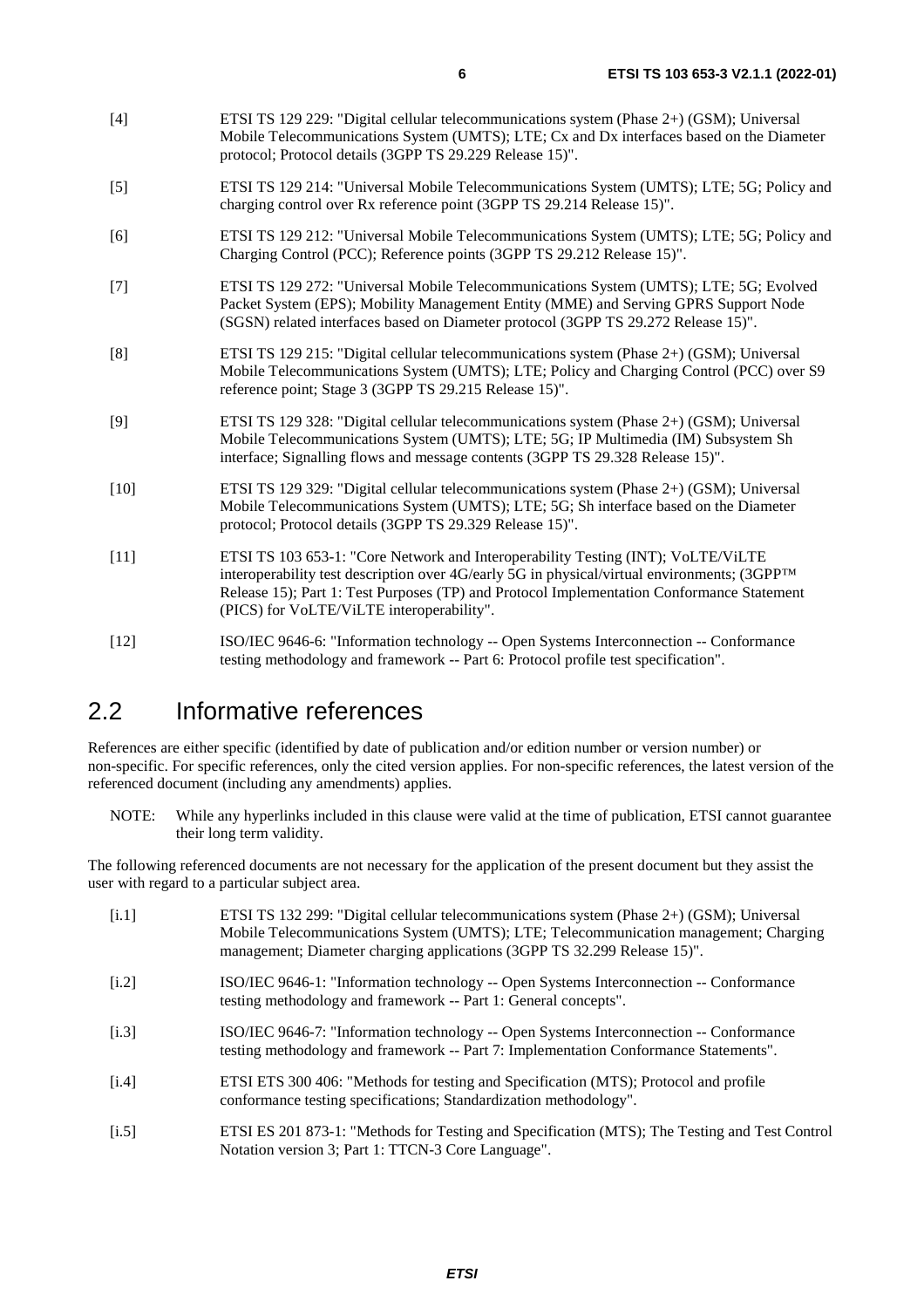[4] ETSI TS 129 229: "Digital cellular telecommunications system (Phase 2+) (GSM); Universal Mobile Telecommunications System (UMTS); LTE; Cx and Dx interfaces based on the Diameter protocol; Protocol details (3GPP TS 29.229 Release 15)".

[5] ETSI TS 129 214: "Universal Mobile Telecommunications System (UMTS); LTE; 5G; Policy and charging control over Rx reference point (3GPP TS 29.214 Release 15)".

[6] ETSI TS 129 212: "Universal Mobile Telecommunications System (UMTS); LTE; 5G; Policy and Charging Control (PCC); Reference points (3GPP TS 29.212 Release 15)".

[7] ETSI TS 129 272: "Universal Mobile Telecommunications System (UMTS); LTE; 5G; Evolved Packet System (EPS); Mobility Management Entity (MME) and Serving GPRS Support Node (SGSN) related interfaces based on Diameter protocol (3GPP TS 29.272 Release 15)".

[8] ETSI TS 129 215: "Digital cellular telecommunications system (Phase 2+) (GSM); Universal Mobile Telecommunications System (UMTS); LTE; Policy and Charging Control (PCC) over S9 reference point; Stage 3 (3GPP TS 29.215 Release 15)".

[9] ETSI TS 129 328: "Digital cellular telecommunications system (Phase 2+) (GSM); Universal Mobile Telecommunications System (UMTS); LTE; 5G; IP Multimedia (IM) Subsystem Sh interface; Signalling flows and message contents (3GPP TS 29.328 Release 15)".

[10] ETSI TS 129 329: "Digital cellular telecommunications system (Phase 2+) (GSM); Universal Mobile Telecommunications System (UMTS); LTE; 5G; Sh interface based on the Diameter protocol; Protocol details (3GPP TS 29.329 Release 15)".

[11] ETSI TS 103 653-1: "Core Network and Interoperability Testing (INT); VoLTE/ViLTE interoperability test description over 4G/early 5G in physical/virtual environments; (3GPP™ Release 15); Part 1: Test Purposes (TP) and Protocol Implementation Conformance Statement (PICS) for VoLTE/ViLTE interoperability".

[12] ISO/IEC 9646-6: "Information technology -- Open Systems Interconnection -- Conformance testing methodology and framework -- Part 6: Protocol profile test specification".

## 2.2 Informative references

References are either specific (identified by date of publication and/or edition number or version number) or non-specific. For specific references, only the cited version applies. For non-specific references, the latest version of the referenced document (including any amendments) applies.

NOTE: While any hyperlinks included in this clause were valid at the time of publication, ETSI cannot guarantee their long term validity.

The following referenced documents are not necessary for the application of the present document but they assist the user with regard to a particular subject area.

[i.1] ETSI TS 132 299: "Digital cellular telecommunications system (Phase 2+) (GSM); Universal Mobile Telecommunications System (UMTS); LTE; Telecommunication management; Charging management; Diameter charging applications (3GPP TS 32.299 Release 15)".

[i.2] ISO/IEC 9646-1: "Information technology -- Open Systems Interconnection -- Conformance testing methodology and framework -- Part 1: General concepts".

[i.3] ISO/IEC 9646-7: "Information technology -- Open Systems Interconnection -- Conformance testing methodology and framework -- Part 7: Implementation Conformance Statements".

[i.4] ETSI ETS 300 406: "Methods for testing and Specification (MTS); Protocol and profile conformance testing specifications; Standardization methodology".

[i.5] ETSI ES 201 873-1: "Methods for Testing and Specification (MTS); The Testing and Test Control Notation version 3; Part 1: TTCN-3 Core Language".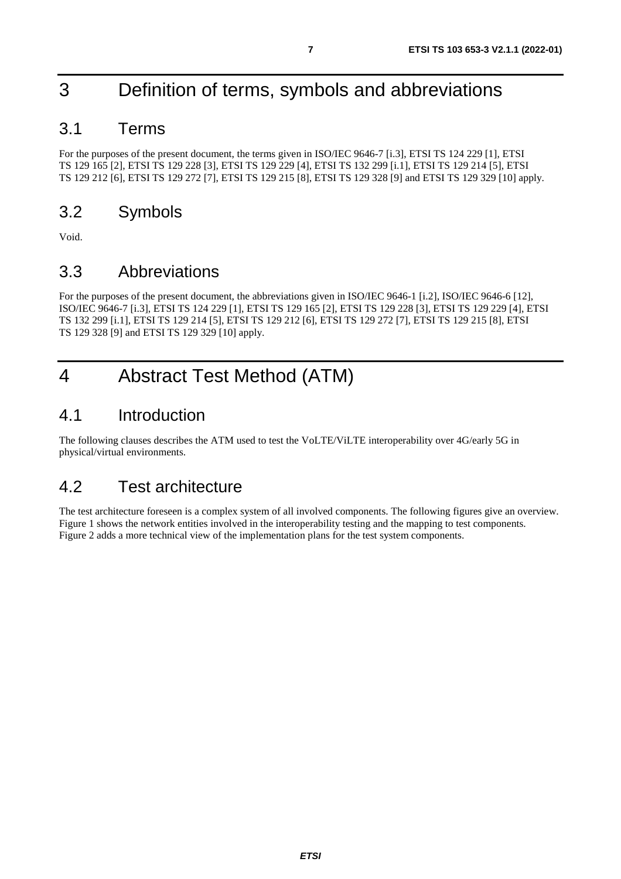# 3 Definition of terms, symbols and abbreviations

## 3.1 Terms

For the purposes of the present document, the terms given in ISO/IEC 9646-7 [i.3], ETSI TS 124 229 [1], ETSI TS 129 165 [2], ETSI TS 129 228 [3], ETSI TS 129 229 [4], ETSI TS 132 299 [i.1], ETSI TS 129 214 [5], ETSI TS 129 212 [6], ETSI TS 129 272 [7], ETSI TS 129 215 [8], ETSI TS 129 328 [9] and ETSI TS 129 329 [10] apply.

## 3.2 Symbols

Void.

## 3.3 Abbreviations

For the purposes of the present document, the abbreviations given in ISO/IEC 9646-1 [i.2], ISO/IEC 9646-6 [12], ISO/IEC 9646-7 [i.3], ETSI TS 124 229 [1], ETSI TS 129 165 [2], ETSI TS 129 228 [3], ETSI TS 129 229 [4], ETSI TS 132 299 [i.1], ETSI TS 129 214 [5], ETSI TS 129 212 [6], ETSI TS 129 272 [7], ETSI TS 129 215 [8], ETSI TS 129 328 [9] and ETSI TS 129 329 [10] apply.

# 4 Abstract Test Method (ATM)

## 4.1 Introduction

The following clauses describes the ATM used to test the VoLTE/ViLTE interoperability over 4G/early 5G in physical/virtual environments.

## 4.2 Test architecture

The test architecture foreseen is a complex system of all involved components. The following figures give an overview. Figure 1 shows the network entities involved in the interoperability testing and the mapping to test components. Figure 2 adds a more technical view of the implementation plans for the test system components.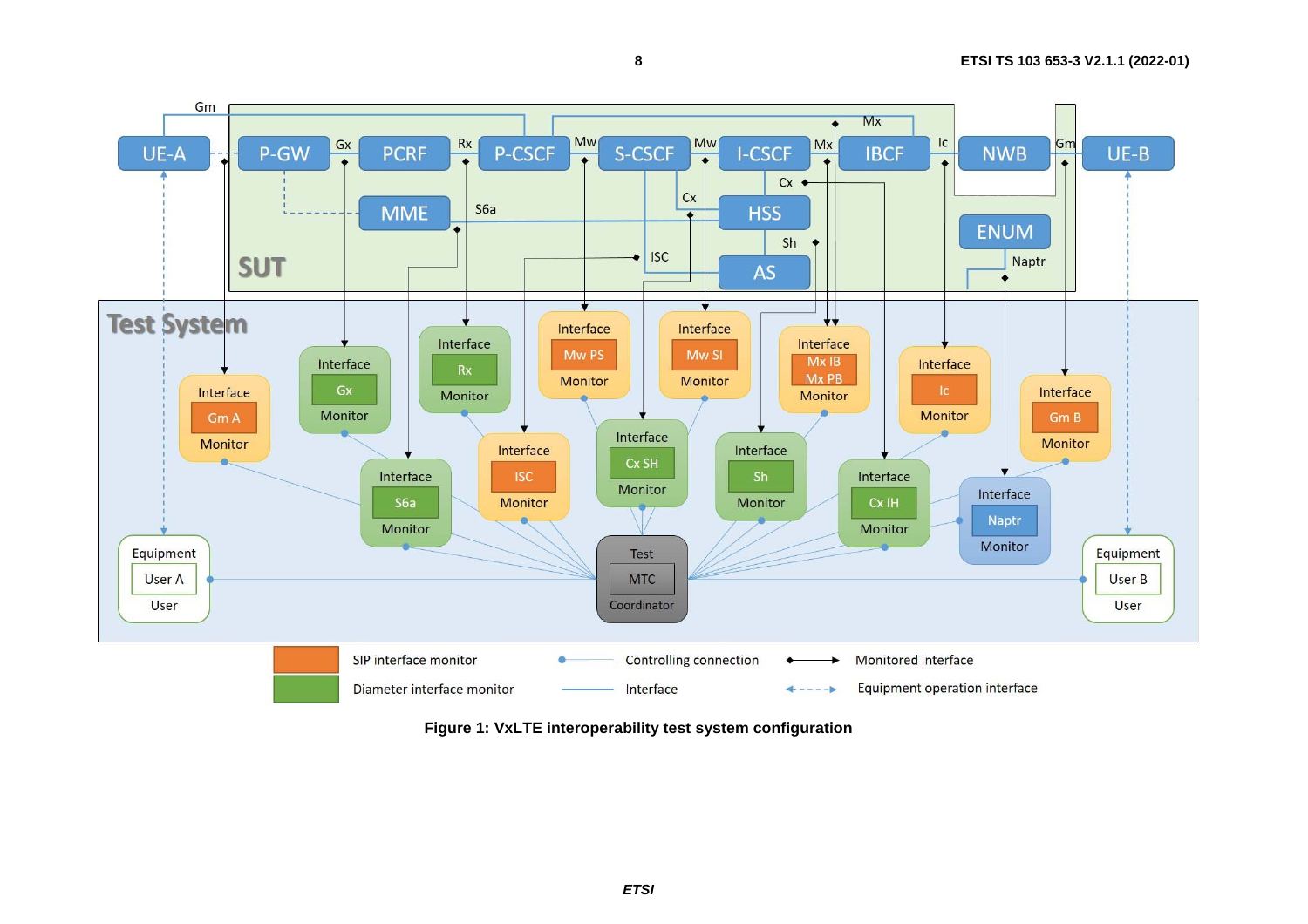**Figure 1: VxLTE interoperability test system configuration**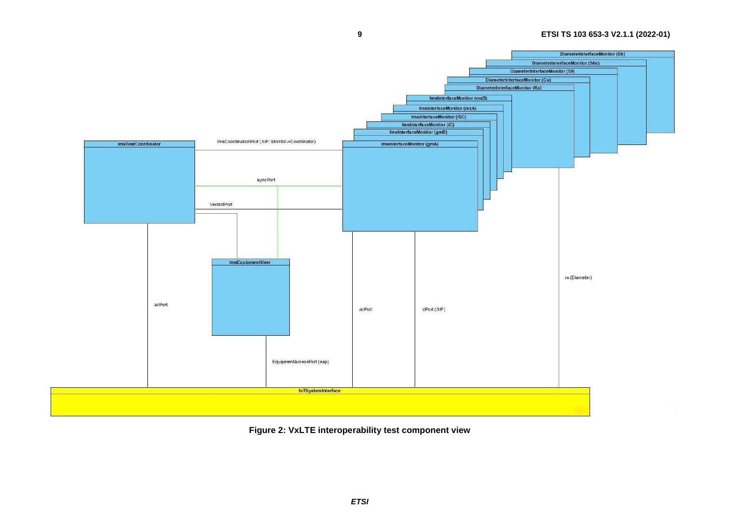Figure 2: VxLTE interoperability test component view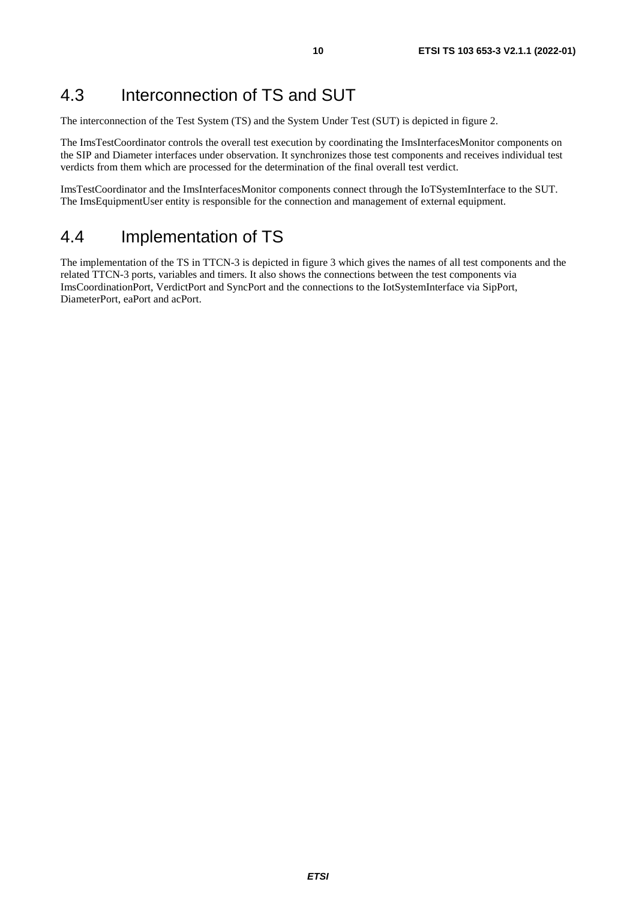## 4.3 Interconnection of TS and SUT

The interconnection of the Test System (TS) and the System Under Test (SUT) is depicted in figure 2.

The ImsTestCoordinator controls the overall test execution by coordinating the ImsInterfacesMonitor components on the SIP and Diameter interfaces under observation. It synchronizes those test components and receives individual test verdicts from them which are processed for the determination of the final overall test verdict.

ImsTestCoordinator and the ImsInterfacesMonitor components connect through the IoTSystemInterface to the SUT. The ImsEquipmentUser entity is responsible for the connection and management of external equipment.

## 4.4 Implementation of TS

The implementation of the TS in TTCN-3 is depicted in figure 3 which gives the names of all test components and the related TTCN-3 ports, variables and timers. It also shows the connections between the test components via ImsCoordinationPort, VerdictPort and SyncPort and the connections to the IotSystemInterface via SipPort, DiameterPort, eaPort and acPort.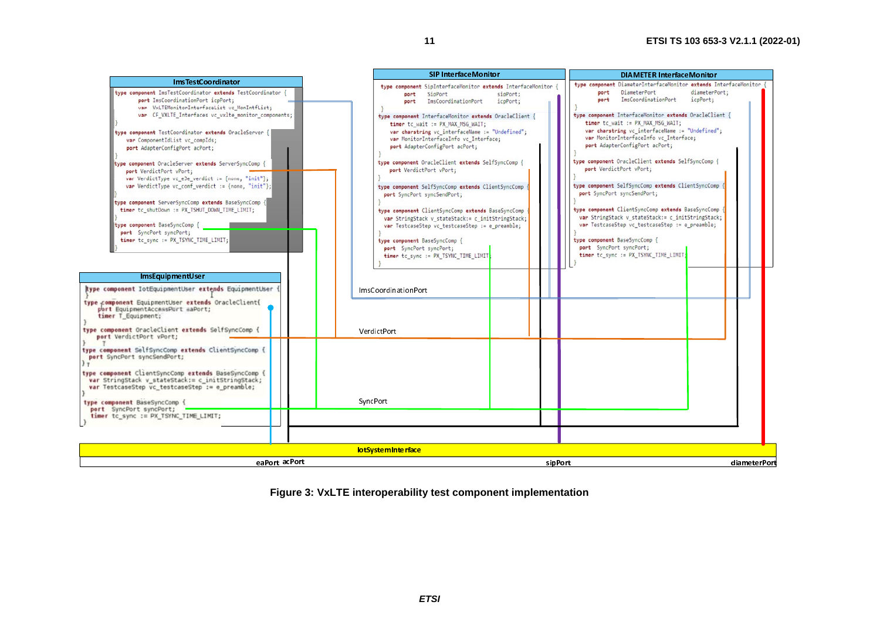**ImsTestCoordinator**

```
type component ImsTestCoordinator extends TestCoordinator {
        port ImsCoordinationPort icpPort;
        var  VxLTEMonitorInterfaceList vc_MonIntfList;
        var  CF_VXLTE_Interfaces vc_vxlte_monitor_components;
}
type component TestCoordinator extends OracleServer {
    var ComponentIdList vc_compIds;
    port AdapterConfigPort acPort;
}
type component OracleServer extends ServerSyncComp {
    port VerdictPort vPort;
    var VerdictType vc_e2e_verdict := {none, "init"};
    var VerdictType vc_conf_verdict := {none, "init"};
}
type component ServerSyncComp extends BaseSyncComp {
   timer tc_shutDown := PX_TSHUT_DOWN_TIME_LIMIT;
}
type component BaseSyncComp {
   port  SyncPort syncPort;
   timer tc_sync := PX_TSYNC_TIME_LIMIT;
}
```

**SIP InterfaceMonitor**

```
type component SipInterfaceMonitor extends InterfaceMonitor {
        port    SipPort               sipPort;
        port    ImsCoordinationPort   icpPort;
}
type component InterfaceMonitor extends OracleClient {
    timer tc_wait := PX_MAX_MSG_WAIT;
    var charstring vc_interfaceName := "Undefined";
    var MonitorInterfaceInfo vc_Interface;
    port AdapterConfigPort acPort;
}
type component OracleClient extends SelfSyncComp {
    port VerdictPort vPort;
}
type component SelfSyncComp extends ClientSyncComp {
  port SyncPort syncSendPort;
}
type component ClientSyncComp extends BaseSyncComp {
  var StringStack v_stateStack:= c_initStringStack;
  var TestcaseStep vc_testcaseStep := e_preamble;
}
type component BaseSyncComp {
  port  SyncPort syncPort;
  timer tc_sync := PX_TSYNC_TIME_LIMIT;
}
```

**DIAMETER InterfaceMonitor**

```
type component DiameterInterfaceMonitor extends InterfaceMonitor {
        port    DiameterPort          diameterPort;
        port    ImsCoordinationPort   icpPort;
}
type component InterfaceMonitor extends OracleClient {
    timer tc_wait := PX_MAX_MSG_WAIT;
    var charstring vc_interfaceName := "Undefined";
    var MonitorInterfaceInfo vc_Interface;
    port AdapterConfigPort acPort;
}
type component OracleClient extends SelfSyncComp {
    port VerdictPort vPort;
}
type component SelfSyncComp extends ClientSyncComp {
  port SyncPort syncSendPort;
}
type component ClientSyncComp extends BaseSyncComp {
  var StringStack v_stateStack:= c_initStringStack;
  var TestcaseStep vc_testcaseStep := e_preamble;
}
type component BaseSyncComp {
  port  SyncPort syncPort;
  timer tc_sync := PX_TSYNC_TIME_LIMIT;
}
```

**ImsEquipmentUser**

```
type component IotEquipmentUser extends EquipmentUser {
}
type component EquipmentUser extends OracleClient{
    port EquipmentAccessPort eaPort;
    timer T_Equipment;
}
type component OracleClient extends SelfSyncComp {
    port VerdictPort vPort;
}
type component SelfSyncComp extends ClientSyncComp {
  port SyncPort syncSendPort;
}
type component ClientSyncComp extends BaseSyncComp {
  var StringStack v_stateStack:= c_initStringStack;
  var TestcaseStep vc_testcaseStep := e_preamble;
}
type component BaseSyncComp {
  port  SyncPort syncPort;
  timer tc_sync := PX_TSYNC_TIME_LIMIT;
}
```

ImsCoordinationPort

VerdictPort

SyncPort

**IotSystemInterface**

eaPort acPort | sipPort | diameterPort

**Figure 3: VxLTE interoperability test component implementation**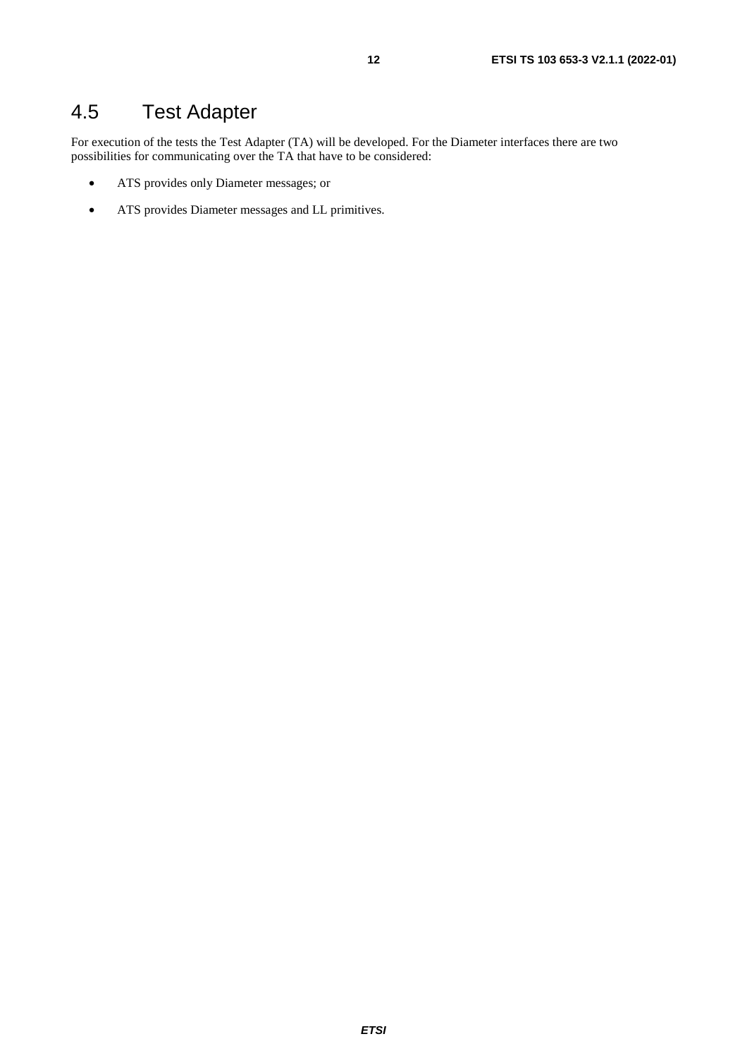## 4.5 Test Adapter

For execution of the tests the Test Adapter (TA) will be developed. For the Diameter interfaces there are two possibilities for communicating over the TA that have to be considered:

- ATS provides only Diameter messages; or
- ATS provides Diameter messages and LL primitives.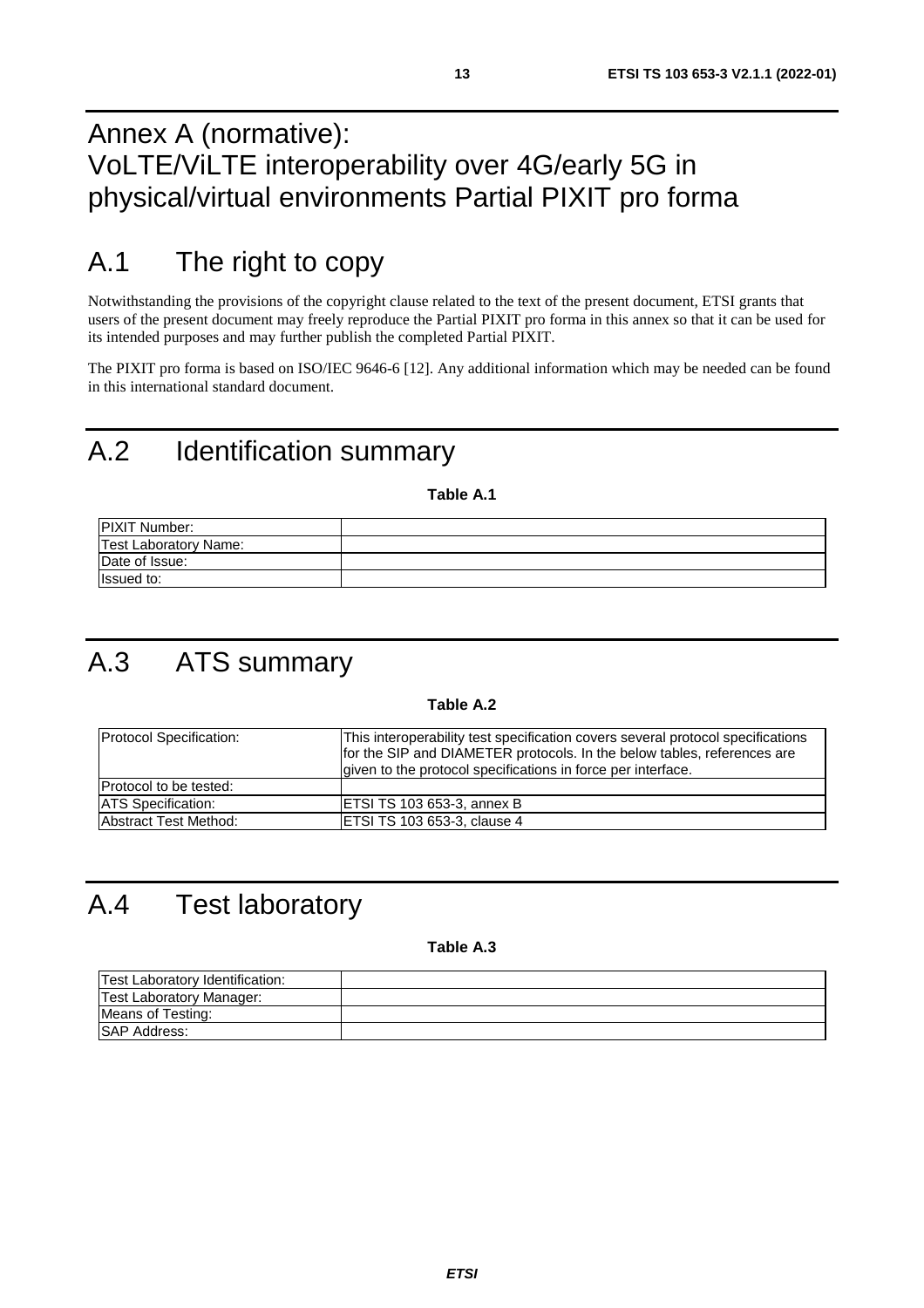# Annex A (normative): VoLTE/ViLTE interoperability over 4G/early 5G in physical/virtual environments Partial PIXIT pro forma

## A.1 The right to copy

Notwithstanding the provisions of the copyright clause related to the text of the present document, ETSI grants that users of the present document may freely reproduce the Partial PIXIT pro forma in this annex so that it can be used for its intended purposes and may further publish the completed Partial PIXIT.

The PIXIT pro forma is based on ISO/IEC 9646-6 [12]. Any additional information which may be needed can be found in this international standard document.

## A.2 Identification summary

**Table A.1**

| | |
|---|---|
| PIXIT Number: | |
| Test Laboratory Name: | |
| Date of Issue: | |
| Issued to: | |

## A.3 ATS summary

**Table A.2**

| | |
|---|---|
| Protocol Specification: | This interoperability test specification covers several protocol specifications for the SIP and DIAMETER protocols. In the below tables, references are given to the protocol specifications in force per interface. |
| Protocol to be tested: | |
| ATS Specification: | ETSI TS 103 653-3, annex B |
| Abstract Test Method: | ETSI TS 103 653-3, clause 4 |

## A.4 Test laboratory

**Table A.3**

| | |
|---|---|
| Test Laboratory Identification: | |
| Test Laboratory Manager: | |
| Means of Testing: | |
| SAP Address: | |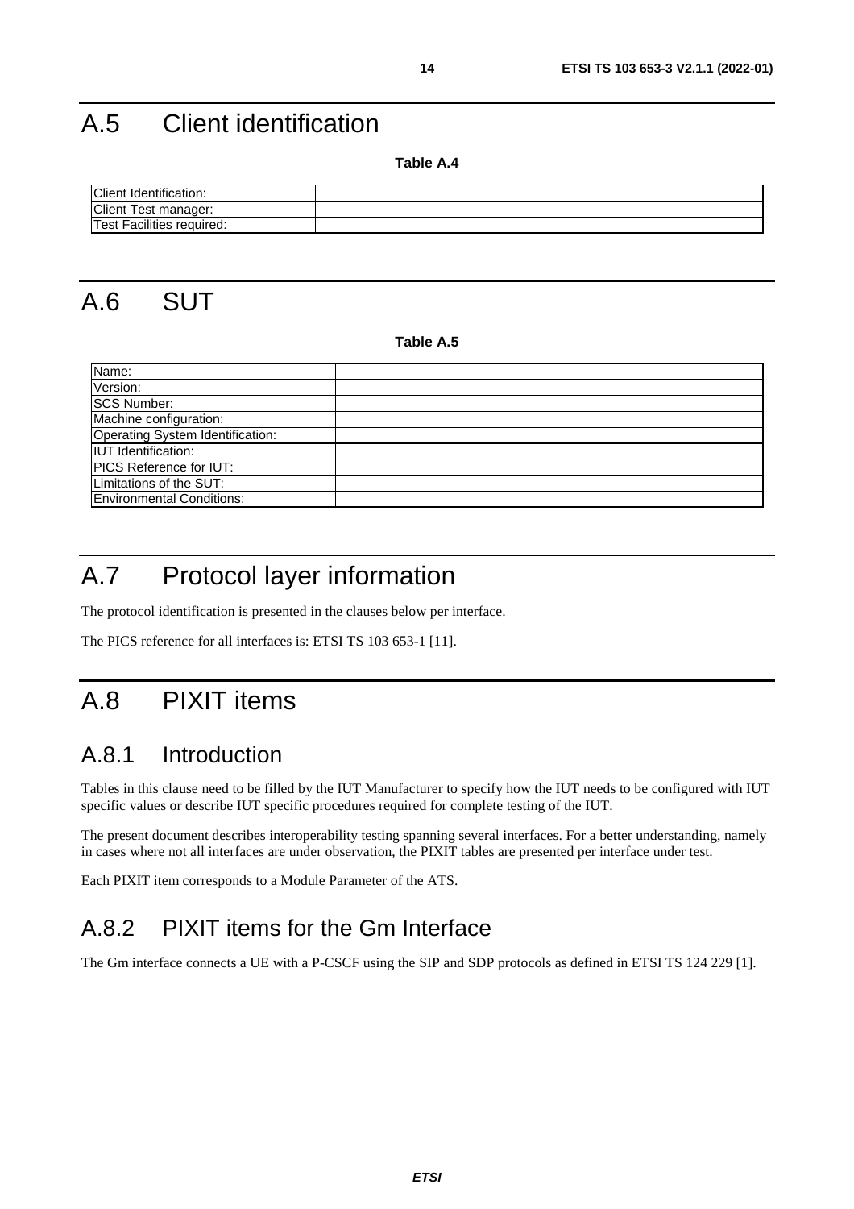# A.5 Client identification

**Table A.4**

| | |
|---|---|
| Client Identification: | |
| Client Test manager: | |
| Test Facilities required: | |

# A.6 SUT

**Table A.5**

| | |
|---|---|
| Name: | |
| Version: | |
| SCS Number: | |
| Machine configuration: | |
| Operating System Identification: | |
| IUT Identification: | |
| PICS Reference for IUT: | |
| Limitations of the SUT: | |
| Environmental Conditions: | |

# A.7 Protocol layer information

The protocol identification is presented in the clauses below per interface.

The PICS reference for all interfaces is: ETSI TS 103 653-1 [11].

# A.8 PIXIT items

## A.8.1 Introduction

Tables in this clause need to be filled by the IUT Manufacturer to specify how the IUT needs to be configured with IUT specific values or describe IUT specific procedures required for complete testing of the IUT.

The present document describes interoperability testing spanning several interfaces. For a better understanding, namely in cases where not all interfaces are under observation, the PIXIT tables are presented per interface under test.

Each PIXIT item corresponds to a Module Parameter of the ATS.

## A.8.2 PIXIT items for the Gm Interface

The Gm interface connects a UE with a P-CSCF using the SIP and SDP protocols as defined in ETSI TS 124 229 [1].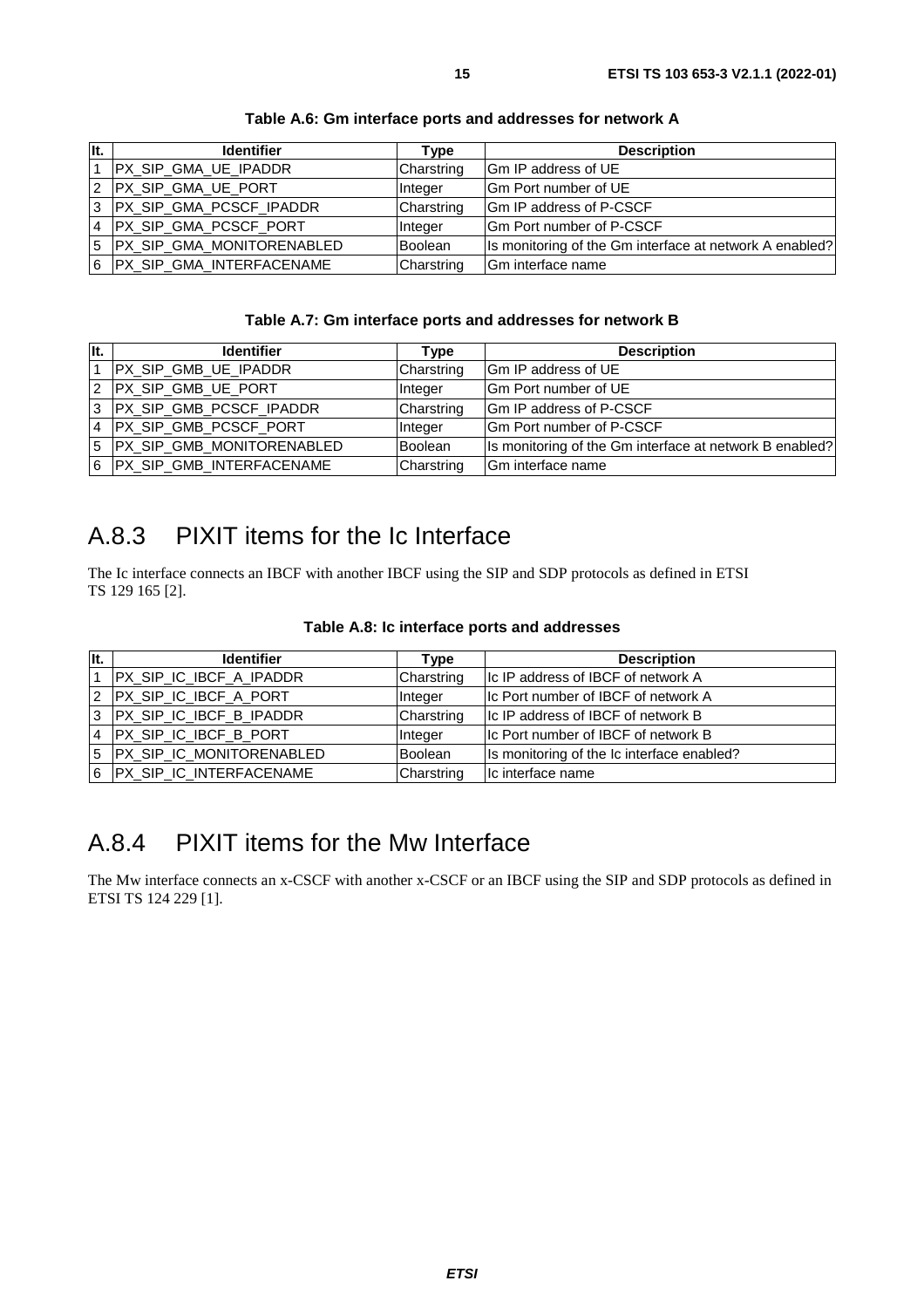**Table A.6: Gm interface ports and addresses for network A**

| It. | Identifier | Type | Description |
|---|---|---|---|
| 1 | PX_SIP_GMA_UE_IPADDR | Charstring | Gm IP address of UE |
| 2 | PX_SIP_GMA_UE_PORT | Integer | Gm Port number of UE |
| 3 | PX_SIP_GMA_PCSCF_IPADDR | Charstring | Gm IP address of P-CSCF |
| 4 | PX_SIP_GMA_PCSCF_PORT | Integer | Gm Port number of P-CSCF |
| 5 | PX_SIP_GMA_MONITORENABLED | Boolean | Is monitoring of the Gm interface at network A enabled? |
| 6 | PX_SIP_GMA_INTERFACENAME | Charstring | Gm interface name |

**Table A.7: Gm interface ports and addresses for network B**

| It. | Identifier | Type | Description |
|---|---|---|---|
| 1 | PX_SIP_GMB_UE_IPADDR | Charstring | Gm IP address of UE |
| 2 | PX_SIP_GMB_UE_PORT | Integer | Gm Port number of UE |
| 3 | PX_SIP_GMB_PCSCF_IPADDR | Charstring | Gm IP address of P-CSCF |
| 4 | PX_SIP_GMB_PCSCF_PORT | Integer | Gm Port number of P-CSCF |
| 5 | PX_SIP_GMB_MONITORENABLED | Boolean | Is monitoring of the Gm interface at network B enabled? |
| 6 | PX_SIP_GMB_INTERFACENAME | Charstring | Gm interface name |

## A.8.3 PIXIT items for the Ic Interface

The Ic interface connects an IBCF with another IBCF using the SIP and SDP protocols as defined in ETSI TS 129 165 [2].

**Table A.8: Ic interface ports and addresses**

| It. | Identifier | Type | Description |
|---|---|---|---|
| 1 | PX_SIP_IC_IBCF_A_IPADDR | Charstring | Ic IP address of IBCF of network A |
| 2 | PX_SIP_IC_IBCF_A_PORT | Integer | Ic Port number of IBCF of network A |
| 3 | PX_SIP_IC_IBCF_B_IPADDR | Charstring | Ic IP address of IBCF of network B |
| 4 | PX_SIP_IC_IBCF_B_PORT | Integer | Ic Port number of IBCF of network B |
| 5 | PX_SIP_IC_MONITORENABLED | Boolean | Is monitoring of the Ic interface enabled? |
| 6 | PX_SIP_IC_INTERFACENAME | Charstring | Ic interface name |

## A.8.4 PIXIT items for the Mw Interface

The Mw interface connects an x-CSCF with another x-CSCF or an IBCF using the SIP and SDP protocols as defined in ETSI TS 124 229 [1].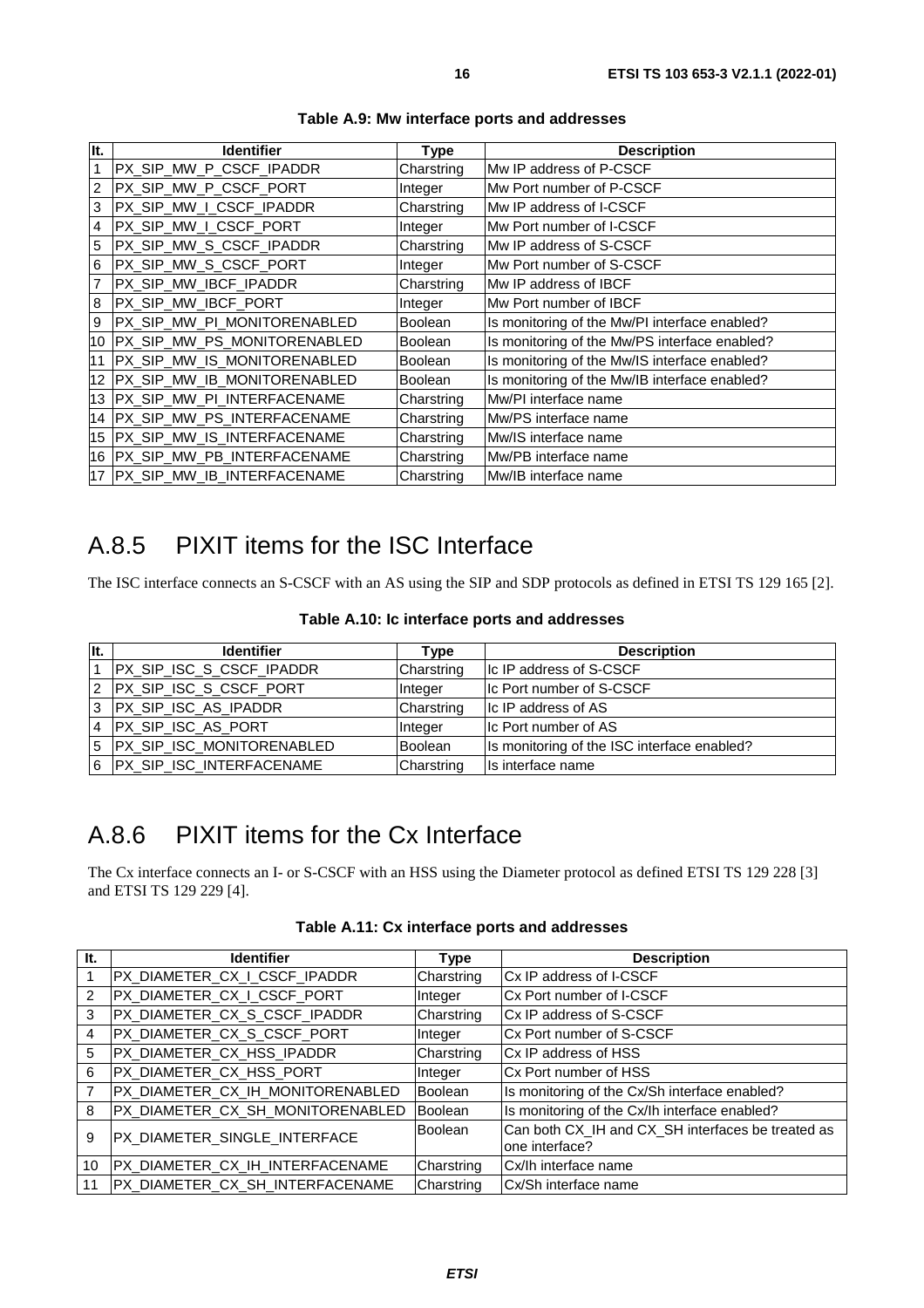**Table A.9: Mw interface ports and addresses**

| It. | Identifier | Type | Description |
|---|---|---|---|
| 1 | PX_SIP_MW_P_CSCF_IPADDR | Charstring | Mw IP address of P-CSCF |
| 2 | PX_SIP_MW_P_CSCF_PORT | Integer | Mw Port number of P-CSCF |
| 3 | PX_SIP_MW_I_CSCF_IPADDR | Charstring | Mw IP address of I-CSCF |
| 4 | PX_SIP_MW_I_CSCF_PORT | Integer | Mw Port number of I-CSCF |
| 5 | PX_SIP_MW_S_CSCF_IPADDR | Charstring | Mw IP address of S-CSCF |
| 6 | PX_SIP_MW_S_CSCF_PORT | Integer | Mw Port number of S-CSCF |
| 7 | PX_SIP_MW_IBCF_IPADDR | Charstring | Mw IP address of IBCF |
| 8 | PX_SIP_MW_IBCF_PORT | Integer | Mw Port number of IBCF |
| 9 | PX_SIP_MW_PI_MONITORENABLED | Boolean | Is monitoring of the Mw/PI interface enabled? |
| 10 | PX_SIP_MW_PS_MONITORENABLED | Boolean | Is monitoring of the Mw/PS interface enabled? |
| 11 | PX_SIP_MW_IS_MONITORENABLED | Boolean | Is monitoring of the Mw/IS interface enabled? |
| 12 | PX_SIP_MW_IB_MONITORENABLED | Boolean | Is monitoring of the Mw/IB interface enabled? |
| 13 | PX_SIP_MW_PI_INTERFACENAME | Charstring | Mw/PI interface name |
| 14 | PX_SIP_MW_PS_INTERFACENAME | Charstring | Mw/PS interface name |
| 15 | PX_SIP_MW_IS_INTERFACENAME | Charstring | Mw/IS interface name |
| 16 | PX_SIP_MW_PB_INTERFACENAME | Charstring | Mw/PB interface name |
| 17 | PX_SIP_MW_IB_INTERFACENAME | Charstring | Mw/IB interface name |

## A.8.5 PIXIT items for the ISC Interface

The ISC interface connects an S-CSCF with an AS using the SIP and SDP protocols as defined in ETSI TS 129 165 [2].

**Table A.10: Ic interface ports and addresses**

| It. | Identifier | Type | Description |
|---|---|---|---|
| 1 | PX_SIP_ISC_S_CSCF_IPADDR | Charstring | Ic IP address of S-CSCF |
| 2 | PX_SIP_ISC_S_CSCF_PORT | Integer | Ic Port number of S-CSCF |
| 3 | PX_SIP_ISC_AS_IPADDR | Charstring | Ic IP address of AS |
| 4 | PX_SIP_ISC_AS_PORT | Integer | Ic Port number of AS |
| 5 | PX_SIP_ISC_MONITORENABLED | Boolean | Is monitoring of the ISC interface enabled? |
| 6 | PX_SIP_ISC_INTERFACENAME | Charstring | Is interface name |

## A.8.6 PIXIT items for the Cx Interface

The Cx interface connects an I- or S-CSCF with an HSS using the Diameter protocol as defined ETSI TS 129 228 [3] and ETSI TS 129 229 [4].

**Table A.11: Cx interface ports and addresses**

| It. | Identifier | Type | Description |
|---|---|---|---|
| 1 | PX_DIAMETER_CX_I_CSCF_IPADDR | Charstring | Cx IP address of I-CSCF |
| 2 | PX_DIAMETER_CX_I_CSCF_PORT | Integer | Cx Port number of I-CSCF |
| 3 | PX_DIAMETER_CX_S_CSCF_IPADDR | Charstring | Cx IP address of S-CSCF |
| 4 | PX_DIAMETER_CX_S_CSCF_PORT | Integer | Cx Port number of S-CSCF |
| 5 | PX_DIAMETER_CX_HSS_IPADDR | Charstring | Cx IP address of HSS |
| 6 | PX_DIAMETER_CX_HSS_PORT | Integer | Cx Port number of HSS |
| 7 | PX_DIAMETER_CX_IH_MONITORENABLED | Boolean | Is monitoring of the Cx/Sh interface enabled? |
| 8 | PX_DIAMETER_CX_SH_MONITORENABLED | Boolean | Is monitoring of the Cx/Ih interface enabled? |
| 9 | PX_DIAMETER_SINGLE_INTERFACE | Boolean | Can both CX_IH and CX_SH interfaces be treated as one interface? |
| 10 | PX_DIAMETER_CX_IH_INTERFACENAME | Charstring | Cx/Ih interface name |
| 11 | PX_DIAMETER_CX_SH_INTERFACENAME | Charstring | Cx/Sh interface name |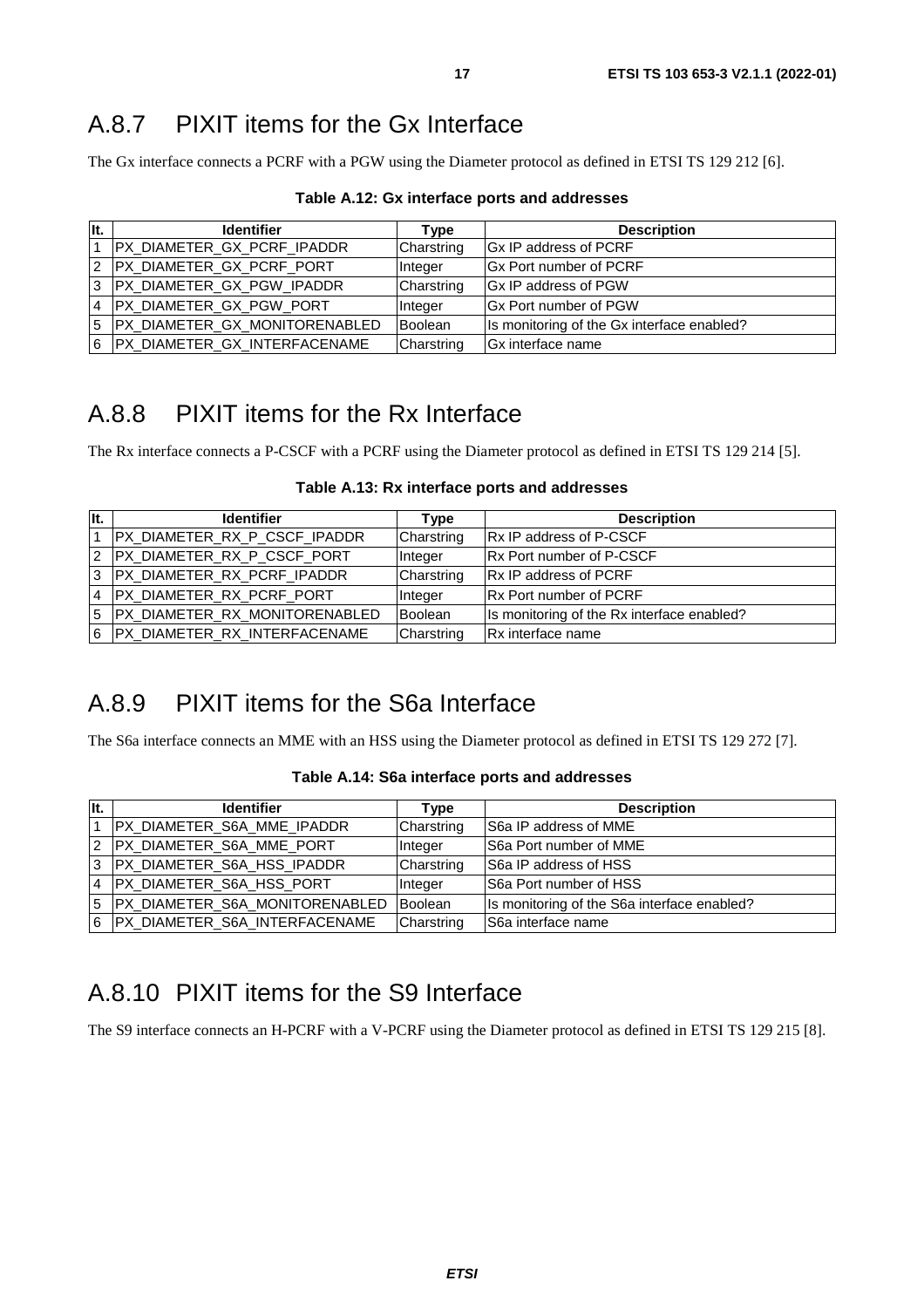## A.8.7 PIXIT items for the Gx Interface

The Gx interface connects a PCRF with a PGW using the Diameter protocol as defined in ETSI TS 129 212 [6].

**Table A.12: Gx interface ports and addresses**

| It. | Identifier | Type | Description |
|---|---|---|---|
| 1 | PX_DIAMETER_GX_PCRF_IPADDR | Charstring | Gx IP address of PCRF |
| 2 | PX_DIAMETER_GX_PCRF_PORT | Integer | Gx Port number of PCRF |
| 3 | PX_DIAMETER_GX_PGW_IPADDR | Charstring | Gx IP address of PGW |
| 4 | PX_DIAMETER_GX_PGW_PORT | Integer | Gx Port number of PGW |
| 5 | PX_DIAMETER_GX_MONITORENABLED | Boolean | Is monitoring of the Gx interface enabled? |
| 6 | PX_DIAMETER_GX_INTERFACENAME | Charstring | Gx interface name |

## A.8.8 PIXIT items for the Rx Interface

The Rx interface connects a P-CSCF with a PCRF using the Diameter protocol as defined in ETSI TS 129 214 [5].

**Table A.13: Rx interface ports and addresses**

| It. | Identifier | Type | Description |
|---|---|---|---|
| 1 | PX_DIAMETER_RX_P_CSCF_IPADDR | Charstring | Rx IP address of P-CSCF |
| 2 | PX_DIAMETER_RX_P_CSCF_PORT | Integer | Rx Port number of P-CSCF |
| 3 | PX_DIAMETER_RX_PCRF_IPADDR | Charstring | Rx IP address of PCRF |
| 4 | PX_DIAMETER_RX_PCRF_PORT | Integer | Rx Port number of PCRF |
| 5 | PX_DIAMETER_RX_MONITORENABLED | Boolean | Is monitoring of the Rx interface enabled? |
| 6 | PX_DIAMETER_RX_INTERFACENAME | Charstring | Rx interface name |

## A.8.9 PIXIT items for the S6a Interface

The S6a interface connects an MME with an HSS using the Diameter protocol as defined in ETSI TS 129 272 [7].

**Table A.14: S6a interface ports and addresses**

| It. | Identifier | Type | Description |
|---|---|---|---|
| 1 | PX_DIAMETER_S6A_MME_IPADDR | Charstring | S6a IP address of MME |
| 2 | PX_DIAMETER_S6A_MME_PORT | Integer | S6a Port number of MME |
| 3 | PX_DIAMETER_S6A_HSS_IPADDR | Charstring | S6a IP address of HSS |
| 4 | PX_DIAMETER_S6A_HSS_PORT | Integer | S6a Port number of HSS |
| 5 | PX_DIAMETER_S6A_MONITORENABLED | Boolean | Is monitoring of the S6a interface enabled? |
| 6 | PX_DIAMETER_S6A_INTERFACENAME | Charstring | S6a interface name |

## A.8.10 PIXIT items for the S9 Interface

The S9 interface connects an H-PCRF with a V-PCRF using the Diameter protocol as defined in ETSI TS 129 215 [8].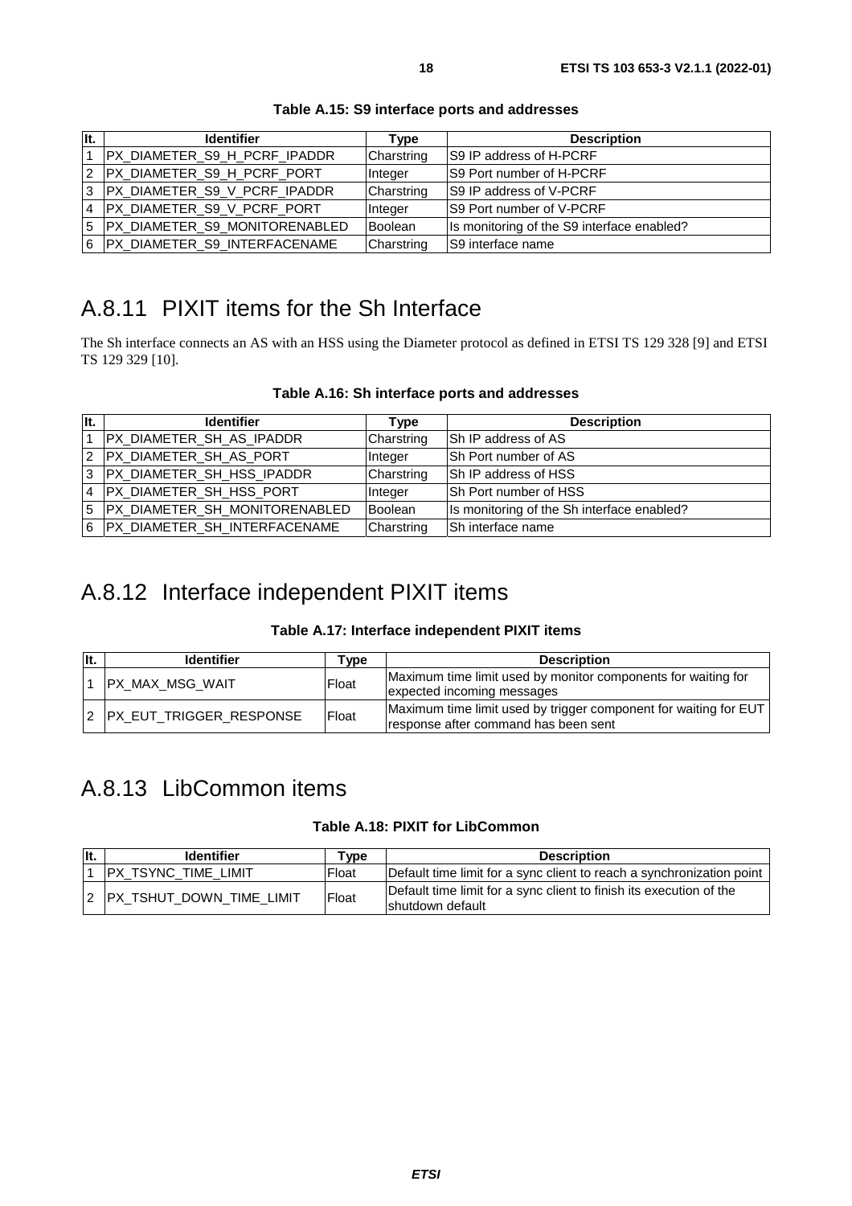**Table A.15: S9 interface ports and addresses**

| It. | Identifier | Type | Description |
|---|---|---|---|
| 1 | PX_DIAMETER_S9_H_PCRF_IPADDR | Charstring | S9 IP address of H-PCRF |
| 2 | PX_DIAMETER_S9_H_PCRF_PORT | Integer | S9 Port number of H-PCRF |
| 3 | PX_DIAMETER_S9_V_PCRF_IPADDR | Charstring | S9 IP address of V-PCRF |
| 4 | PX_DIAMETER_S9_V_PCRF_PORT | Integer | S9 Port number of V-PCRF |
| 5 | PX_DIAMETER_S9_MONITORENABLED | Boolean | Is monitoring of the S9 interface enabled? |
| 6 | PX_DIAMETER_S9_INTERFACENAME | Charstring | S9 interface name |

## A.8.11 PIXIT items for the Sh Interface

The Sh interface connects an AS with an HSS using the Diameter protocol as defined in ETSI TS 129 328 [9] and ETSI TS 129 329 [10].

**Table A.16: Sh interface ports and addresses**

| It. | Identifier | Type | Description |
|---|---|---|---|
| 1 | PX_DIAMETER_SH_AS_IPADDR | Charstring | Sh IP address of AS |
| 2 | PX_DIAMETER_SH_AS_PORT | Integer | Sh Port number of AS |
| 3 | PX_DIAMETER_SH_HSS_IPADDR | Charstring | Sh IP address of HSS |
| 4 | PX_DIAMETER_SH_HSS_PORT | Integer | Sh Port number of HSS |
| 5 | PX_DIAMETER_SH_MONITORENABLED | Boolean | Is monitoring of the Sh interface enabled? |
| 6 | PX_DIAMETER_SH_INTERFACENAME | Charstring | Sh interface name |

## A.8.12 Interface independent PIXIT items

**Table A.17: Interface independent PIXIT items**

| It. | Identifier | Type | Description |
|---|---|---|---|
| 1 | PX_MAX_MSG_WAIT | Float | Maximum time limit used by monitor components for waiting for expected incoming messages |
| 2 | PX_EUT_TRIGGER_RESPONSE | Float | Maximum time limit used by trigger component for waiting for EUT response after command has been sent |

## A.8.13 LibCommon items

**Table A.18: PIXIT for LibCommon**

| It. | Identifier | Type | Description |
|---|---|---|---|
| 1 | PX_TSYNC_TIME_LIMIT | Float | Default time limit for a sync client to reach a synchronization point |
| 2 | PX_TSHUT_DOWN_TIME_LIMIT | Float | Default time limit for a sync client to finish its execution of the shutdown default |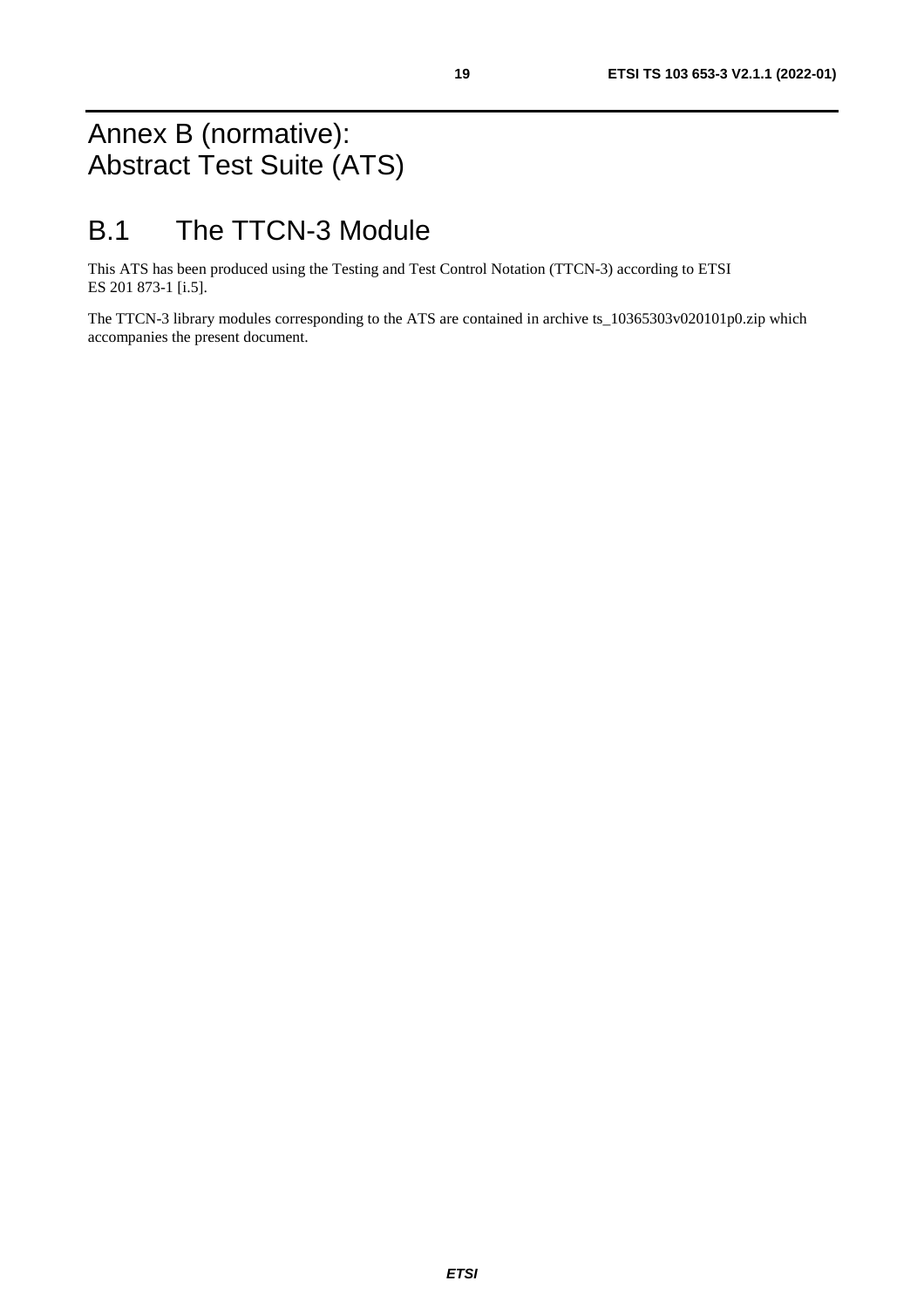# Annex B (normative): Abstract Test Suite (ATS)

## B.1 The TTCN-3 Module

This ATS has been produced using the Testing and Test Control Notation (TTCN-3) according to ETSI ES 201 873-1 [i.5].

The TTCN-3 library modules corresponding to the ATS are contained in archive ts_10365303v020101p0.zip which accompanies the present document.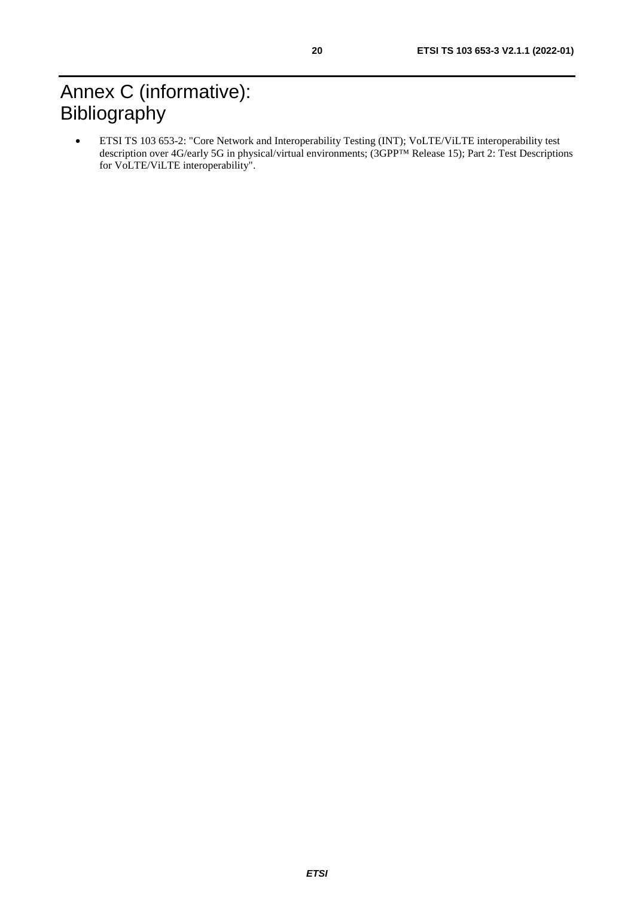# Annex C (informative): Bibliography

- ETSI TS 103 653-2: "Core Network and Interoperability Testing (INT); VoLTE/ViLTE interoperability test description over 4G/early 5G in physical/virtual environments; (3GPP™ Release 15); Part 2: Test Descriptions for VoLTE/ViLTE interoperability".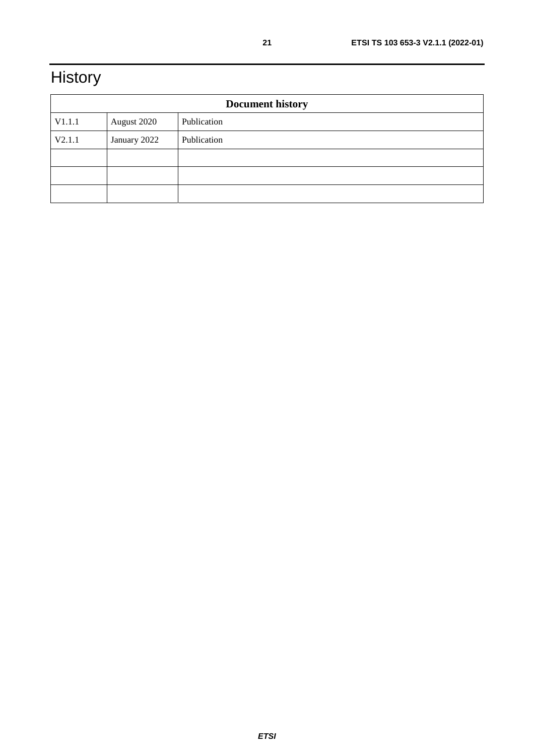# History

| Document history | | |
|---|---|---|
| V1.1.1 | August 2020 | Publication |
| V2.1.1 | January 2022 | Publication |
| | | |
| | | |
| | | |